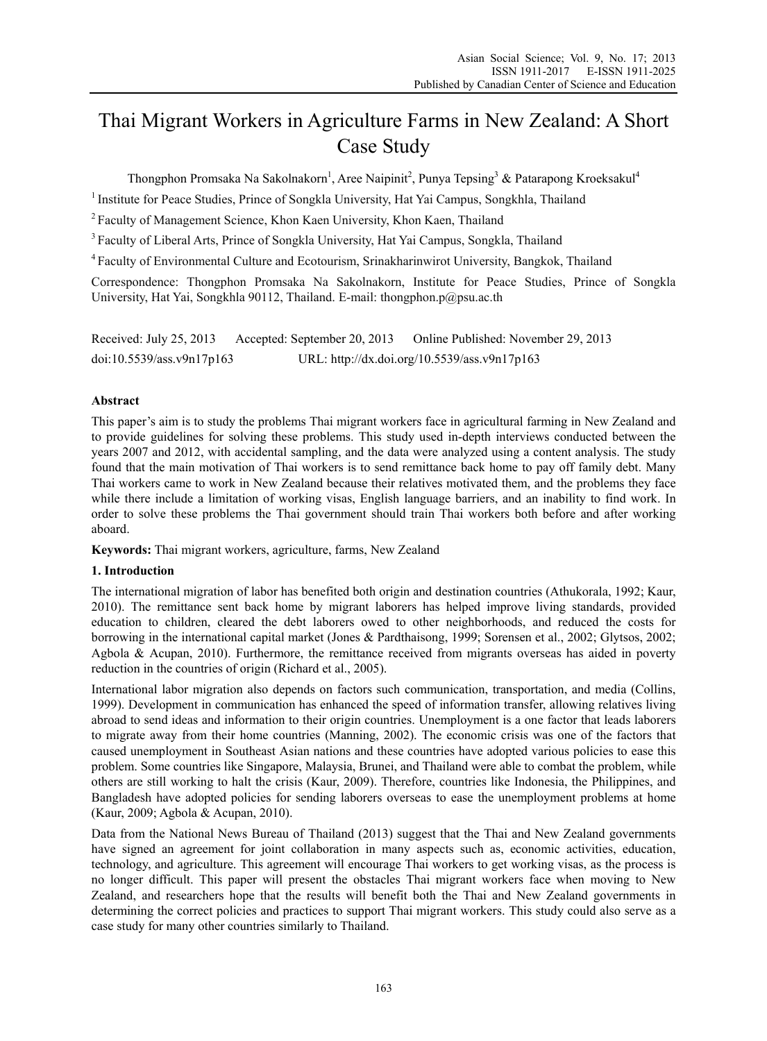# Thai Migrant Workers in Agriculture Farms in New Zealand: A Short Case Study

Thongphon Promsaka Na Sakolnakorn[1], Aree Naipinit[2], Punya Tepsing[3] & Patarapong Kroeksakul[4]

[1] Institute for Peace Studies, Prince of Songkla University, Hat Yai Campus, Songkhla, Thailand

[2] Faculty of Management Science, Khon Kaen University, Khon Kaen, Thailand

[3] Faculty of Liberal Arts, Prince of Songkla University, Hat Yai Campus, Songkla, Thailand

[4] Faculty of Environmental Culture and Ecotourism, Srinakharinwirot University, Bangkok, Thailand

Correspondence: Thongphon Promsaka Na Sakolnakorn, Institute for Peace Studies, Prince of Songkla University, Hat Yai, Songkhla 90112, Thailand. E-mail: thongphon.p@psu.ac.th

Received: July 25, 2013 Accepted: September 20, 2013 Online Published: November 29, 2013

doi:10.5539/ass.v9n17p163 URL: http://dx.doi.org/10.5539/ass.v9n17p163

## Abstract

This paper's aim is to study the problems Thai migrant workers face in agricultural farming in New Zealand and to provide guidelines for solving these problems. This study used in-depth interviews conducted between the years 2007 and 2012, with accidental sampling, and the data were analyzed using a content analysis. The study found that the main motivation of Thai workers is to send remittance back home to pay off family debt. Many Thai workers came to work in New Zealand because their relatives motivated them, and the problems they face while there include a limitation of working visas, English language barriers, and an inability to find work. In order to solve these problems the Thai government should train Thai workers both before and after working aboard.

**Keywords:** Thai migrant workers, agriculture, farms, New Zealand

## 1. Introduction

The international migration of labor has benefited both origin and destination countries (Athukorala, 1992; Kaur, 2010). The remittance sent back home by migrant laborers has helped improve living standards, provided education to children, cleared the debt laborers owed to other neighborhoods, and reduced the costs for borrowing in the international capital market (Jones & Pardthaisong, 1999; Sorensen et al., 2002; Glytsos, 2002; Agbola & Acupan, 2010). Furthermore, the remittance received from migrants overseas has aided in poverty reduction in the countries of origin (Richard et al., 2005).

International labor migration also depends on factors such communication, transportation, and media (Collins, 1999). Development in communication has enhanced the speed of information transfer, allowing relatives living abroad to send ideas and information to their origin countries. Unemployment is a one factor that leads laborers to migrate away from their home countries (Manning, 2002). The economic crisis was one of the factors that caused unemployment in Southeast Asian nations and these countries have adopted various policies to ease this problem. Some countries like Singapore, Malaysia, Brunei, and Thailand were able to combat the problem, while others are still working to halt the crisis (Kaur, 2009). Therefore, countries like Indonesia, the Philippines, and Bangladesh have adopted policies for sending laborers overseas to ease the unemployment problems at home (Kaur, 2009; Agbola & Acupan, 2010).

Data from the National News Bureau of Thailand (2013) suggest that the Thai and New Zealand governments have signed an agreement for joint collaboration in many aspects such as, economic activities, education, technology, and agriculture. This agreement will encourage Thai workers to get working visas, as the process is no longer difficult. This paper will present the obstacles Thai migrant workers face when moving to New Zealand, and researchers hope that the results will benefit both the Thai and New Zealand governments in determining the correct policies and practices to support Thai migrant workers. This study could also serve as a case study for many other countries similarly to Thailand.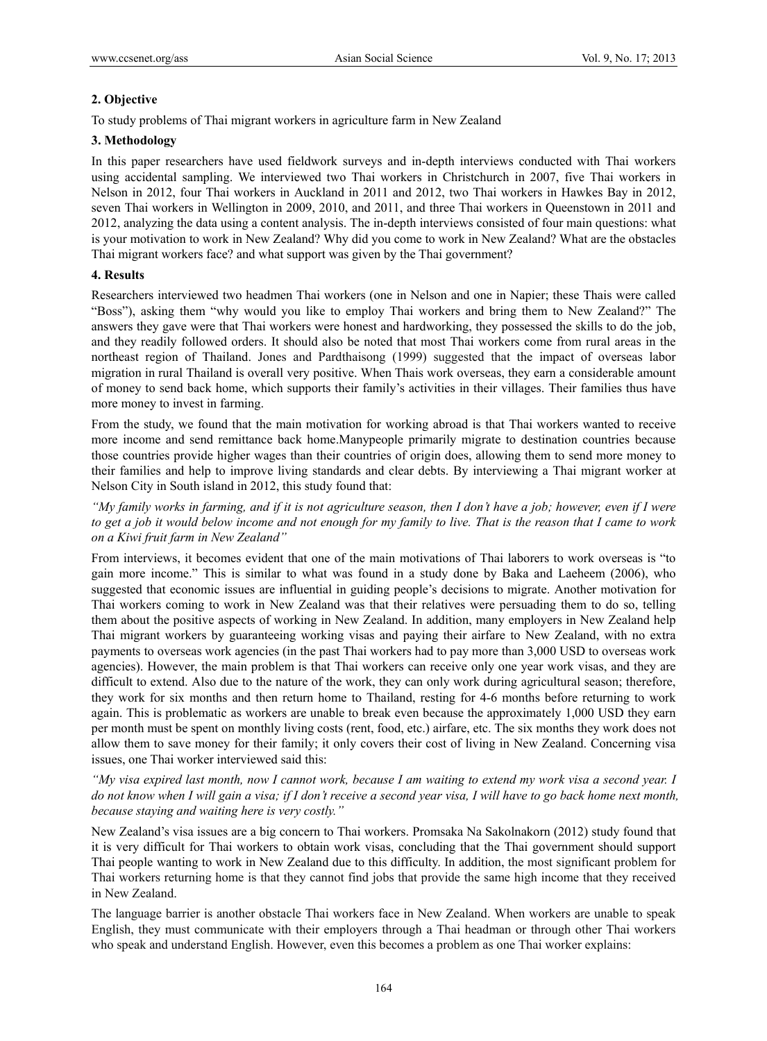## 2. Objective

To study problems of Thai migrant workers in agriculture farm in New Zealand

## 3. Methodology

In this paper researchers have used fieldwork surveys and in-depth interviews conducted with Thai workers using accidental sampling. We interviewed two Thai workers in Christchurch in 2007, five Thai workers in Nelson in 2012, four Thai workers in Auckland in 2011 and 2012, two Thai workers in Hawkes Bay in 2012, seven Thai workers in Wellington in 2009, 2010, and 2011, and three Thai workers in Queenstown in 2011 and 2012, analyzing the data using a content analysis. The in-depth interviews consisted of four main questions: what is your motivation to work in New Zealand? Why did you come to work in New Zealand? What are the obstacles Thai migrant workers face? and what support was given by the Thai government?

## 4. Results

Researchers interviewed two headmen Thai workers (one in Nelson and one in Napier; these Thais were called "Boss"), asking them "why would you like to employ Thai workers and bring them to New Zealand?" The answers they gave were that Thai workers were honest and hardworking, they possessed the skills to do the job, and they readily followed orders. It should also be noted that most Thai workers come from rural areas in the northeast region of Thailand. Jones and Pardthaisong (1999) suggested that the impact of overseas labor migration in rural Thailand is overall very positive. When Thais work overseas, they earn a considerable amount of money to send back home, which supports their family's activities in their villages. Their families thus have more money to invest in farming.

From the study, we found that the main motivation for working abroad is that Thai workers wanted to receive more income and send remittance back home.Manypeople primarily migrate to destination countries because those countries provide higher wages than their countries of origin does, allowing them to send more money to their families and help to improve living standards and clear debts. By interviewing a Thai migrant worker at Nelson City in South island in 2012, this study found that:

*"My family works in farming, and if it is not agriculture season, then I don't have a job; however, even if I were to get a job it would below income and not enough for my family to live. That is the reason that I came to work on a Kiwi fruit farm in New Zealand"*

From interviews, it becomes evident that one of the main motivations of Thai laborers to work overseas is "to gain more income." This is similar to what was found in a study done by Baka and Laeheem (2006), who suggested that economic issues are influential in guiding people's decisions to migrate. Another motivation for Thai workers coming to work in New Zealand was that their relatives were persuading them to do so, telling them about the positive aspects of working in New Zealand. In addition, many employers in New Zealand help Thai migrant workers by guaranteeing working visas and paying their airfare to New Zealand, with no extra payments to overseas work agencies (in the past Thai workers had to pay more than 3,000 USD to overseas work agencies). However, the main problem is that Thai workers can receive only one year work visas, and they are difficult to extend. Also due to the nature of the work, they can only work during agricultural season; therefore, they work for six months and then return home to Thailand, resting for 4-6 months before returning to work again. This is problematic as workers are unable to break even because the approximately 1,000 USD they earn per month must be spent on monthly living costs (rent, food, etc.) airfare, etc. The six months they work does not allow them to save money for their family; it only covers their cost of living in New Zealand. Concerning visa issues, one Thai worker interviewed said this:

*"My visa expired last month, now I cannot work, because I am waiting to extend my work visa a second year. I do not know when I will gain a visa; if I don't receive a second year visa, I will have to go back home next month, because staying and waiting here is very costly."*

New Zealand's visa issues are a big concern to Thai workers. Promsaka Na Sakolnakorn (2012) study found that it is very difficult for Thai workers to obtain work visas, concluding that the Thai government should support Thai people wanting to work in New Zealand due to this difficulty. In addition, the most significant problem for Thai workers returning home is that they cannot find jobs that provide the same high income that they received in New Zealand.

The language barrier is another obstacle Thai workers face in New Zealand. When workers are unable to speak English, they must communicate with their employers through a Thai headman or through other Thai workers who speak and understand English. However, even this becomes a problem as one Thai worker explains: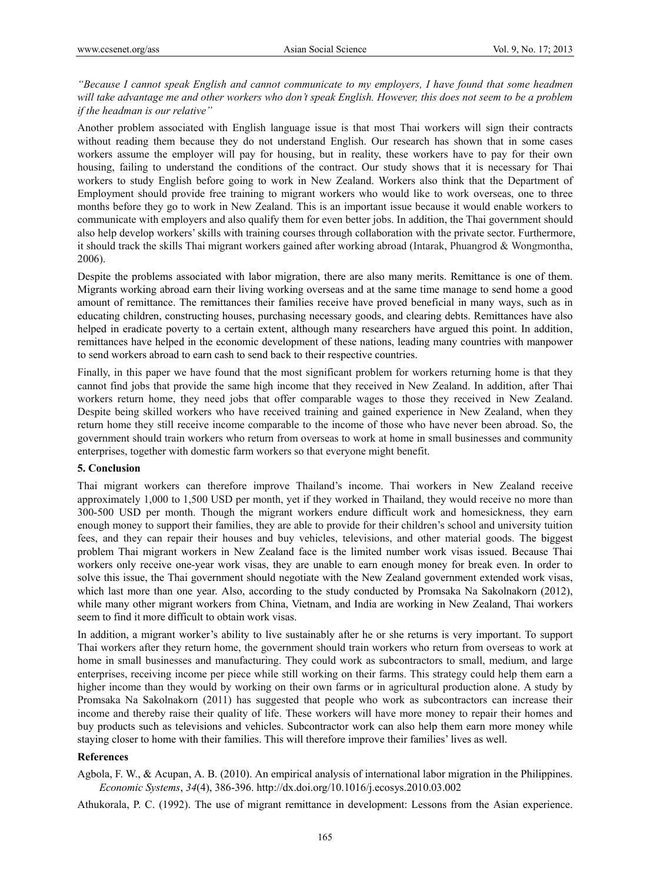*"Because I cannot speak English and cannot communicate to my employers, I have found that some headmen will take advantage me and other workers who don't speak English. However, this does not seem to be a problem if the headman is our relative"*

Another problem associated with English language issue is that most Thai workers will sign their contracts without reading them because they do not understand English. Our research has shown that in some cases workers assume the employer will pay for housing, but in reality, these workers have to pay for their own housing, failing to understand the conditions of the contract. Our study shows that it is necessary for Thai workers to study English before going to work in New Zealand. Workers also think that the Department of Employment should provide free training to migrant workers who would like to work overseas, one to three months before they go to work in New Zealand. This is an important issue because it would enable workers to communicate with employers and also qualify them for even better jobs. In addition, the Thai government should also help develop workers' skills with training courses through collaboration with the private sector. Furthermore, it should track the skills Thai migrant workers gained after working abroad (Intarak, Phuangrod & Wongmontha, 2006).

Despite the problems associated with labor migration, there are also many merits. Remittance is one of them. Migrants working abroad earn their living working overseas and at the same time manage to send home a good amount of remittance. The remittances their families receive have proved beneficial in many ways, such as in educating children, constructing houses, purchasing necessary goods, and clearing debts. Remittances have also helped in eradicate poverty to a certain extent, although many researchers have argued this point. In addition, remittances have helped in the economic development of these nations, leading many countries with manpower to send workers abroad to earn cash to send back to their respective countries.

Finally, in this paper we have found that the most significant problem for workers returning home is that they cannot find jobs that provide the same high income that they received in New Zealand. In addition, after Thai workers return home, they need jobs that offer comparable wages to those they received in New Zealand. Despite being skilled workers who have received training and gained experience in New Zealand, when they return home they still receive income comparable to the income of those who have never been abroad. So, the government should train workers who return from overseas to work at home in small businesses and community enterprises, together with domestic farm workers so that everyone might benefit.

## 5. Conclusion

Thai migrant workers can therefore improve Thailand's income. Thai workers in New Zealand receive approximately 1,000 to 1,500 USD per month, yet if they worked in Thailand, they would receive no more than 300-500 USD per month. Though the migrant workers endure difficult work and homesickness, they earn enough money to support their families, they are able to provide for their children's school and university tuition fees, and they can repair their houses and buy vehicles, televisions, and other material goods. The biggest problem Thai migrant workers in New Zealand face is the limited number work visas issued. Because Thai workers only receive one-year work visas, they are unable to earn enough money for break even. In order to solve this issue, the Thai government should negotiate with the New Zealand government extended work visas, which last more than one year. Also, according to the study conducted by Promsaka Na Sakolnakorn (2012), while many other migrant workers from China, Vietnam, and India are working in New Zealand, Thai workers seem to find it more difficult to obtain work visas.

In addition, a migrant worker's ability to live sustainably after he or she returns is very important. To support Thai workers after they return home, the government should train workers who return from overseas to work at home in small businesses and manufacturing. They could work as subcontractors to small, medium, and large enterprises, receiving income per piece while still working on their farms. This strategy could help them earn a higher income than they would by working on their own farms or in agricultural production alone. A study by Promsaka Na Sakolnakorn (2011) has suggested that people who work as subcontractors can increase their income and thereby raise their quality of life. These workers will have more money to repair their homes and buy products such as televisions and vehicles. Subcontractor work can also help them earn more money while staying closer to home with their families. This will therefore improve their families' lives as well.

## References

Agbola, F. W., & Acupan, A. B. (2010). An empirical analysis of international labor migration in the Philippines. *Economic Systems*, *34*(4), 386-396. http://dx.doi.org/10.1016/j.ecosys.2010.03.002

Athukorala, P. C. (1992). The use of migrant remittance in development: Lessons from the Asian experience.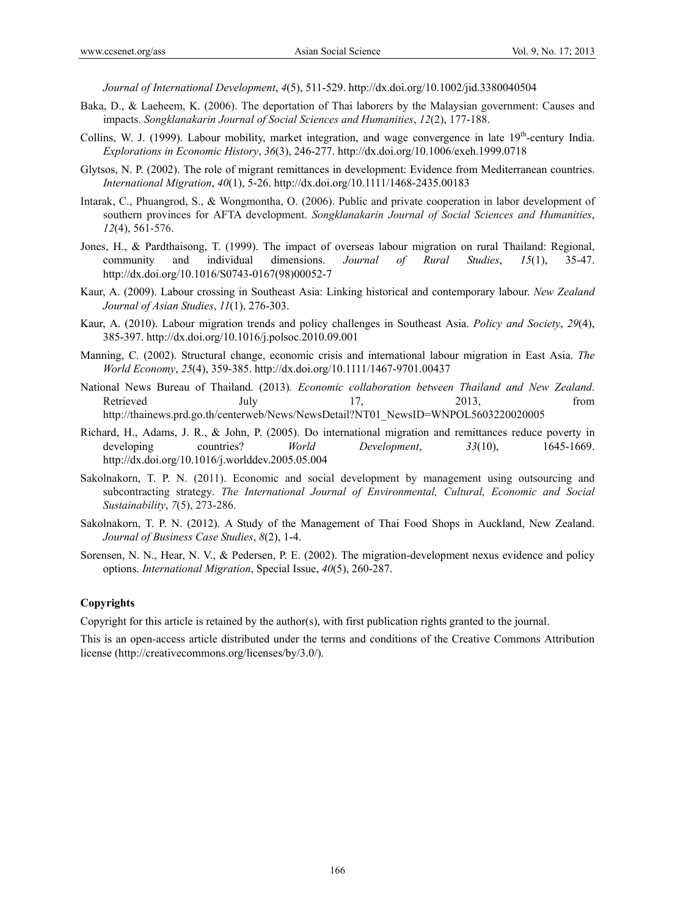*Journal of International Development*, *4*(5), 511-529. http://dx.doi.org/10.1002/jid.3380040504

Baka, D., & Laeheem, K. (2006). The deportation of Thai laborers by the Malaysian government: Causes and impacts. *Songklanakarin Journal of Social Sciences and Humanities*, *12*(2), 177-188.

Collins, W. J. (1999). Labour mobility, market integration, and wage convergence in late 19th-century India. *Explorations in Economic History*, *36*(3), 246-277. http://dx.doi.org/10.1006/exeh.1999.0718

Glytsos, N. P. (2002). The role of migrant remittances in development: Evidence from Mediterranean countries. *International Migration*, *40*(1), 5-26. http://dx.doi.org/10.1111/1468-2435.00183

Intarak, C., Phuangrod, S., & Wongmontha, O. (2006). Public and private cooperation in labor development of southern provinces for AFTA development. *Songklanakarin Journal of Social Sciences and Humanities*, *12*(4), 561-576.

Jones, H., & Pardthaisong, T. (1999). The impact of overseas labour migration on rural Thailand: Regional, community and individual dimensions. *Journal of Rural Studies*, *15*(1), 35-47. http://dx.doi.org/10.1016/S0743-0167(98)00052-7

Kaur, A. (2009). Labour crossing in Southeast Asia: Linking historical and contemporary labour. *New Zealand Journal of Asian Studies*, *11*(1), 276-303.

Kaur, A. (2010). Labour migration trends and policy challenges in Southeast Asia. *Policy and Society*, *29*(4), 385-397. http://dx.doi.org/10.1016/j.polsoc.2010.09.001

Manning, C. (2002). Structural change, economic crisis and international labour migration in East Asia. *The World Economy*, *25*(4), 359-385. http://dx.doi.org/10.1111/1467-9701.00437

National News Bureau of Thailand. (2013). *Economic collaboration between Thailand and New Zealand*. Retrieved July 17, 2013, from http://thainews.prd.go.th/centerweb/News/NewsDetail?NT01_NewsID=WNPOL5603220020005

Richard, H., Adams, J. R., & John, P. (2005). Do international migration and remittances reduce poverty in developing countries? *World Development*, *33*(10), 1645-1669. http://dx.doi.org/10.1016/j.worlddev.2005.05.004

Sakolnakorn, T. P. N. (2011). Economic and social development by management using outsourcing and subcontracting strategy. *The International Journal of Environmental, Cultural, Economic and Social Sustainability*, *7*(5), 273-286.

Sakolnakorn, T. P. N. (2012). A Study of the Management of Thai Food Shops in Auckland, New Zealand. *Journal of Business Case Studies*, *8*(2), 1-4.

Sorensen, N. N., Hear, N. V., & Pedersen, P. E. (2002). The migration-development nexus evidence and policy options. *International Migration*, Special Issue, *40*(5), 260-287.

## Copyrights

Copyright for this article is retained by the author(s), with first publication rights granted to the journal.

This is an open-access article distributed under the terms and conditions of the Creative Commons Attribution license (http://creativecommons.org/licenses/by/3.0/).